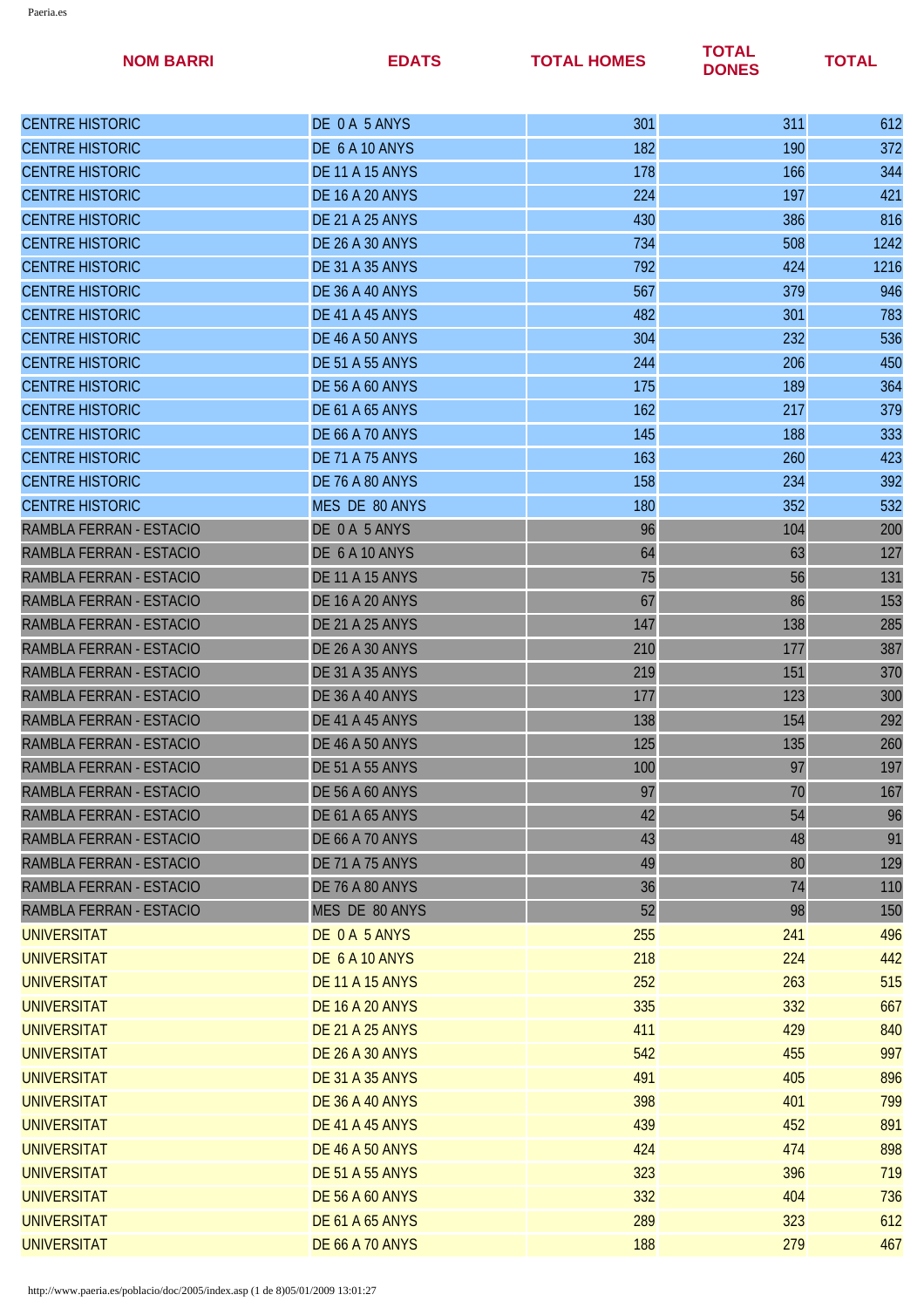| NOM BARRI | EDATS | TOTAL HOMES | TOTAL DONES | TOTAL |
|---|---|---|---|---|
| CENTRE HISTORIC | DE 0 A 5 ANYS | 301 | 311 | 612 |
| CENTRE HISTORIC | DE 6 A 10 ANYS | 182 | 190 | 372 |
| CENTRE HISTORIC | DE 11 A 15 ANYS | 178 | 166 | 344 |
| CENTRE HISTORIC | DE 16 A 20 ANYS | 224 | 197 | 421 |
| CENTRE HISTORIC | DE 21 A 25 ANYS | 430 | 386 | 816 |
| CENTRE HISTORIC | DE 26 A 30 ANYS | 734 | 508 | 1242 |
| CENTRE HISTORIC | DE 31 A 35 ANYS | 792 | 424 | 1216 |
| CENTRE HISTORIC | DE 36 A 40 ANYS | 567 | 379 | 946 |
| CENTRE HISTORIC | DE 41 A 45 ANYS | 482 | 301 | 783 |
| CENTRE HISTORIC | DE 46 A 50 ANYS | 304 | 232 | 536 |
| CENTRE HISTORIC | DE 51 A 55 ANYS | 244 | 206 | 450 |
| CENTRE HISTORIC | DE 56 A 60 ANYS | 175 | 189 | 364 |
| CENTRE HISTORIC | DE 61 A 65 ANYS | 162 | 217 | 379 |
| CENTRE HISTORIC | DE 66 A 70 ANYS | 145 | 188 | 333 |
| CENTRE HISTORIC | DE 71 A 75 ANYS | 163 | 260 | 423 |
| CENTRE HISTORIC | DE 76 A 80 ANYS | 158 | 234 | 392 |
| CENTRE HISTORIC | MES DE 80 ANYS | 180 | 352 | 532 |
| RAMBLA FERRAN - ESTACIO | DE 0 A 5 ANYS | 96 | 104 | 200 |
| RAMBLA FERRAN - ESTACIO | DE 6 A 10 ANYS | 64 | 63 | 127 |
| RAMBLA FERRAN - ESTACIO | DE 11 A 15 ANYS | 75 | 56 | 131 |
| RAMBLA FERRAN - ESTACIO | DE 16 A 20 ANYS | 67 | 86 | 153 |
| RAMBLA FERRAN - ESTACIO | DE 21 A 25 ANYS | 147 | 138 | 285 |
| RAMBLA FERRAN - ESTACIO | DE 26 A 30 ANYS | 210 | 177 | 387 |
| RAMBLA FERRAN - ESTACIO | DE 31 A 35 ANYS | 219 | 151 | 370 |
| RAMBLA FERRAN - ESTACIO | DE 36 A 40 ANYS | 177 | 123 | 300 |
| RAMBLA FERRAN - ESTACIO | DE 41 A 45 ANYS | 138 | 154 | 292 |
| RAMBLA FERRAN - ESTACIO | DE 46 A 50 ANYS | 125 | 135 | 260 |
| RAMBLA FERRAN - ESTACIO | DE 51 A 55 ANYS | 100 | 97 | 197 |
| RAMBLA FERRAN - ESTACIO | DE 56 A 60 ANYS | 97 | 70 | 167 |
| RAMBLA FERRAN - ESTACIO | DE 61 A 65 ANYS | 42 | 54 | 96 |
| RAMBLA FERRAN - ESTACIO | DE 66 A 70 ANYS | 43 | 48 | 91 |
| RAMBLA FERRAN - ESTACIO | DE 71 A 75 ANYS | 49 | 80 | 129 |
| RAMBLA FERRAN - ESTACIO | DE 76 A 80 ANYS | 36 | 74 | 110 |
| RAMBLA FERRAN - ESTACIO | MES DE 80 ANYS | 52 | 98 | 150 |
| UNIVERSITAT | DE 0 A 5 ANYS | 255 | 241 | 496 |
| UNIVERSITAT | DE 6 A 10 ANYS | 218 | 224 | 442 |
| UNIVERSITAT | DE 11 A 15 ANYS | 252 | 263 | 515 |
| UNIVERSITAT | DE 16 A 20 ANYS | 335 | 332 | 667 |
| UNIVERSITAT | DE 21 A 25 ANYS | 411 | 429 | 840 |
| UNIVERSITAT | DE 26 A 30 ANYS | 542 | 455 | 997 |
| UNIVERSITAT | DE 31 A 35 ANYS | 491 | 405 | 896 |
| UNIVERSITAT | DE 36 A 40 ANYS | 398 | 401 | 799 |
| UNIVERSITAT | DE 41 A 45 ANYS | 439 | 452 | 891 |
| UNIVERSITAT | DE 46 A 50 ANYS | 424 | 474 | 898 |
| UNIVERSITAT | DE 51 A 55 ANYS | 323 | 396 | 719 |
| UNIVERSITAT | DE 56 A 60 ANYS | 332 | 404 | 736 |
| UNIVERSITAT | DE 61 A 65 ANYS | 289 | 323 | 612 |
| UNIVERSITAT | DE 66 A 70 ANYS | 188 | 279 | 467 |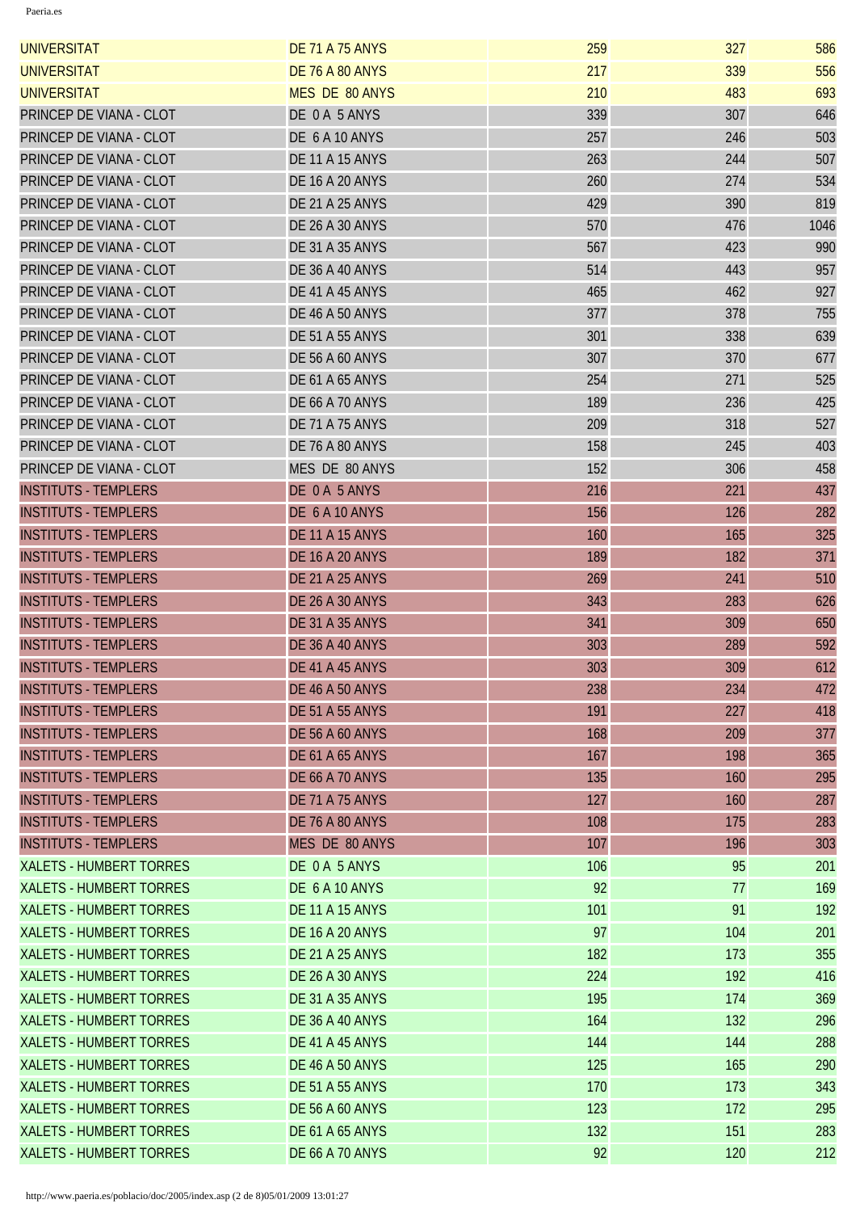| | | | | |
|---|---|---|---|---|
| UNIVERSITAT | DE 71 A 75 ANYS | 259 | 327 | 586 |
| UNIVERSITAT | DE 76 A 80 ANYS | 217 | 339 | 556 |
| UNIVERSITAT | MES DE 80 ANYS | 210 | 483 | 693 |
| PRINCEP DE VIANA - CLOT | DE 0 A 5 ANYS | 339 | 307 | 646 |
| PRINCEP DE VIANA - CLOT | DE 6 A 10 ANYS | 257 | 246 | 503 |
| PRINCEP DE VIANA - CLOT | DE 11 A 15 ANYS | 263 | 244 | 507 |
| PRINCEP DE VIANA - CLOT | DE 16 A 20 ANYS | 260 | 274 | 534 |
| PRINCEP DE VIANA - CLOT | DE 21 A 25 ANYS | 429 | 390 | 819 |
| PRINCEP DE VIANA - CLOT | DE 26 A 30 ANYS | 570 | 476 | 1046 |
| PRINCEP DE VIANA - CLOT | DE 31 A 35 ANYS | 567 | 423 | 990 |
| PRINCEP DE VIANA - CLOT | DE 36 A 40 ANYS | 514 | 443 | 957 |
| PRINCEP DE VIANA - CLOT | DE 41 A 45 ANYS | 465 | 462 | 927 |
| PRINCEP DE VIANA - CLOT | DE 46 A 50 ANYS | 377 | 378 | 755 |
| PRINCEP DE VIANA - CLOT | DE 51 A 55 ANYS | 301 | 338 | 639 |
| PRINCEP DE VIANA - CLOT | DE 56 A 60 ANYS | 307 | 370 | 677 |
| PRINCEP DE VIANA - CLOT | DE 61 A 65 ANYS | 254 | 271 | 525 |
| PRINCEP DE VIANA - CLOT | DE 66 A 70 ANYS | 189 | 236 | 425 |
| PRINCEP DE VIANA - CLOT | DE 71 A 75 ANYS | 209 | 318 | 527 |
| PRINCEP DE VIANA - CLOT | DE 76 A 80 ANYS | 158 | 245 | 403 |
| PRINCEP DE VIANA - CLOT | MES DE 80 ANYS | 152 | 306 | 458 |
| INSTITUTS - TEMPLERS | DE 0 A 5 ANYS | 216 | 221 | 437 |
| INSTITUTS - TEMPLERS | DE 6 A 10 ANYS | 156 | 126 | 282 |
| INSTITUTS - TEMPLERS | DE 11 A 15 ANYS | 160 | 165 | 325 |
| INSTITUTS - TEMPLERS | DE 16 A 20 ANYS | 189 | 182 | 371 |
| INSTITUTS - TEMPLERS | DE 21 A 25 ANYS | 269 | 241 | 510 |
| INSTITUTS - TEMPLERS | DE 26 A 30 ANYS | 343 | 283 | 626 |
| INSTITUTS - TEMPLERS | DE 31 A 35 ANYS | 341 | 309 | 650 |
| INSTITUTS - TEMPLERS | DE 36 A 40 ANYS | 303 | 289 | 592 |
| INSTITUTS - TEMPLERS | DE 41 A 45 ANYS | 303 | 309 | 612 |
| INSTITUTS - TEMPLERS | DE 46 A 50 ANYS | 238 | 234 | 472 |
| INSTITUTS - TEMPLERS | DE 51 A 55 ANYS | 191 | 227 | 418 |
| INSTITUTS - TEMPLERS | DE 56 A 60 ANYS | 168 | 209 | 377 |
| INSTITUTS - TEMPLERS | DE 61 A 65 ANYS | 167 | 198 | 365 |
| INSTITUTS - TEMPLERS | DE 66 A 70 ANYS | 135 | 160 | 295 |
| INSTITUTS - TEMPLERS | DE 71 A 75 ANYS | 127 | 160 | 287 |
| INSTITUTS - TEMPLERS | DE 76 A 80 ANYS | 108 | 175 | 283 |
| INSTITUTS - TEMPLERS | MES DE 80 ANYS | 107 | 196 | 303 |
| XALETS - HUMBERT TORRES | DE 0 A 5 ANYS | 106 | 95 | 201 |
| XALETS - HUMBERT TORRES | DE 6 A 10 ANYS | 92 | 77 | 169 |
| XALETS - HUMBERT TORRES | DE 11 A 15 ANYS | 101 | 91 | 192 |
| XALETS - HUMBERT TORRES | DE 16 A 20 ANYS | 97 | 104 | 201 |
| XALETS - HUMBERT TORRES | DE 21 A 25 ANYS | 182 | 173 | 355 |
| XALETS - HUMBERT TORRES | DE 26 A 30 ANYS | 224 | 192 | 416 |
| XALETS - HUMBERT TORRES | DE 31 A 35 ANYS | 195 | 174 | 369 |
| XALETS - HUMBERT TORRES | DE 36 A 40 ANYS | 164 | 132 | 296 |
| XALETS - HUMBERT TORRES | DE 41 A 45 ANYS | 144 | 144 | 288 |
| XALETS - HUMBERT TORRES | DE 46 A 50 ANYS | 125 | 165 | 290 |
| XALETS - HUMBERT TORRES | DE 51 A 55 ANYS | 170 | 173 | 343 |
| XALETS - HUMBERT TORRES | DE 56 A 60 ANYS | 123 | 172 | 295 |
| XALETS - HUMBERT TORRES | DE 61 A 65 ANYS | 132 | 151 | 283 |
| XALETS - HUMBERT TORRES | DE 66 A 70 ANYS | 92 | 120 | 212 |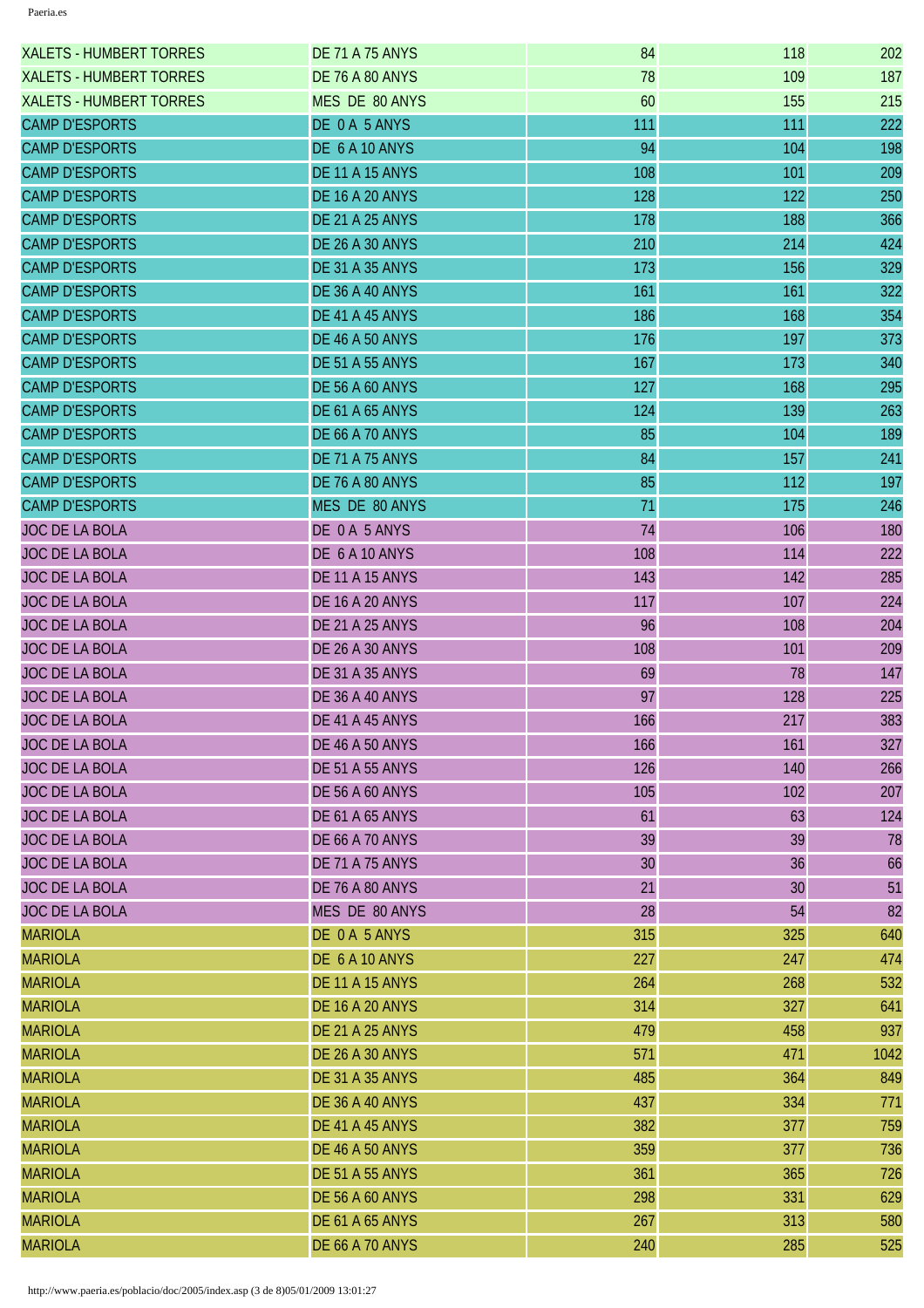| | | | | |
|---|---|---|---|---|
| XALETS - HUMBERT TORRES | DE 71 A 75 ANYS | 84 | 118 | 202 |
| XALETS - HUMBERT TORRES | DE 76 A 80 ANYS | 78 | 109 | 187 |
| XALETS - HUMBERT TORRES | MES DE 80 ANYS | 60 | 155 | 215 |
| CAMP D'ESPORTS | DE 0 A 5 ANYS | 111 | 111 | 222 |
| CAMP D'ESPORTS | DE 6 A 10 ANYS | 94 | 104 | 198 |
| CAMP D'ESPORTS | DE 11 A 15 ANYS | 108 | 101 | 209 |
| CAMP D'ESPORTS | DE 16 A 20 ANYS | 128 | 122 | 250 |
| CAMP D'ESPORTS | DE 21 A 25 ANYS | 178 | 188 | 366 |
| CAMP D'ESPORTS | DE 26 A 30 ANYS | 210 | 214 | 424 |
| CAMP D'ESPORTS | DE 31 A 35 ANYS | 173 | 156 | 329 |
| CAMP D'ESPORTS | DE 36 A 40 ANYS | 161 | 161 | 322 |
| CAMP D'ESPORTS | DE 41 A 45 ANYS | 186 | 168 | 354 |
| CAMP D'ESPORTS | DE 46 A 50 ANYS | 176 | 197 | 373 |
| CAMP D'ESPORTS | DE 51 A 55 ANYS | 167 | 173 | 340 |
| CAMP D'ESPORTS | DE 56 A 60 ANYS | 127 | 168 | 295 |
| CAMP D'ESPORTS | DE 61 A 65 ANYS | 124 | 139 | 263 |
| CAMP D'ESPORTS | DE 66 A 70 ANYS | 85 | 104 | 189 |
| CAMP D'ESPORTS | DE 71 A 75 ANYS | 84 | 157 | 241 |
| CAMP D'ESPORTS | DE 76 A 80 ANYS | 85 | 112 | 197 |
| CAMP D'ESPORTS | MES DE 80 ANYS | 71 | 175 | 246 |
| JOC DE LA BOLA | DE 0 A 5 ANYS | 74 | 106 | 180 |
| JOC DE LA BOLA | DE 6 A 10 ANYS | 108 | 114 | 222 |
| JOC DE LA BOLA | DE 11 A 15 ANYS | 143 | 142 | 285 |
| JOC DE LA BOLA | DE 16 A 20 ANYS | 117 | 107 | 224 |
| JOC DE LA BOLA | DE 21 A 25 ANYS | 96 | 108 | 204 |
| JOC DE LA BOLA | DE 26 A 30 ANYS | 108 | 101 | 209 |
| JOC DE LA BOLA | DE 31 A 35 ANYS | 69 | 78 | 147 |
| JOC DE LA BOLA | DE 36 A 40 ANYS | 97 | 128 | 225 |
| JOC DE LA BOLA | DE 41 A 45 ANYS | 166 | 217 | 383 |
| JOC DE LA BOLA | DE 46 A 50 ANYS | 166 | 161 | 327 |
| JOC DE LA BOLA | DE 51 A 55 ANYS | 126 | 140 | 266 |
| JOC DE LA BOLA | DE 56 A 60 ANYS | 105 | 102 | 207 |
| JOC DE LA BOLA | DE 61 A 65 ANYS | 61 | 63 | 124 |
| JOC DE LA BOLA | DE 66 A 70 ANYS | 39 | 39 | 78 |
| JOC DE LA BOLA | DE 71 A 75 ANYS | 30 | 36 | 66 |
| JOC DE LA BOLA | DE 76 A 80 ANYS | 21 | 30 | 51 |
| JOC DE LA BOLA | MES DE 80 ANYS | 28 | 54 | 82 |
| MARIOLA | DE 0 A 5 ANYS | 315 | 325 | 640 |
| MARIOLA | DE 6 A 10 ANYS | 227 | 247 | 474 |
| MARIOLA | DE 11 A 15 ANYS | 264 | 268 | 532 |
| MARIOLA | DE 16 A 20 ANYS | 314 | 327 | 641 |
| MARIOLA | DE 21 A 25 ANYS | 479 | 458 | 937 |
| MARIOLA | DE 26 A 30 ANYS | 571 | 471 | 1042 |
| MARIOLA | DE 31 A 35 ANYS | 485 | 364 | 849 |
| MARIOLA | DE 36 A 40 ANYS | 437 | 334 | 771 |
| MARIOLA | DE 41 A 45 ANYS | 382 | 377 | 759 |
| MARIOLA | DE 46 A 50 ANYS | 359 | 377 | 736 |
| MARIOLA | DE 51 A 55 ANYS | 361 | 365 | 726 |
| MARIOLA | DE 56 A 60 ANYS | 298 | 331 | 629 |
| MARIOLA | DE 61 A 65 ANYS | 267 | 313 | 580 |
| MARIOLA | DE 66 A 70 ANYS | 240 | 285 | 525 |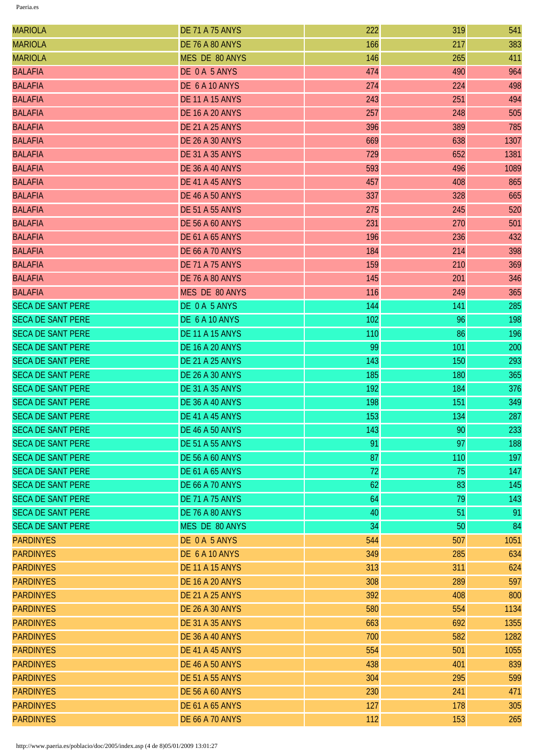| MARIOLA | DE 71 A 75 ANYS | 222 | 319 | 541 |
|---|---|---|---|---|
| MARIOLA | DE 76 A 80 ANYS | 166 | 217 | 383 |
| MARIOLA | MES DE 80 ANYS | 146 | 265 | 411 |
| BALAFIA | DE 0 A 5 ANYS | 474 | 490 | 964 |
| BALAFIA | DE 6 A 10 ANYS | 274 | 224 | 498 |
| BALAFIA | DE 11 A 15 ANYS | 243 | 251 | 494 |
| BALAFIA | DE 16 A 20 ANYS | 257 | 248 | 505 |
| BALAFIA | DE 21 A 25 ANYS | 396 | 389 | 785 |
| BALAFIA | DE 26 A 30 ANYS | 669 | 638 | 1307 |
| BALAFIA | DE 31 A 35 ANYS | 729 | 652 | 1381 |
| BALAFIA | DE 36 A 40 ANYS | 593 | 496 | 1089 |
| BALAFIA | DE 41 A 45 ANYS | 457 | 408 | 865 |
| BALAFIA | DE 46 A 50 ANYS | 337 | 328 | 665 |
| BALAFIA | DE 51 A 55 ANYS | 275 | 245 | 520 |
| BALAFIA | DE 56 A 60 ANYS | 231 | 270 | 501 |
| BALAFIA | DE 61 A 65 ANYS | 196 | 236 | 432 |
| BALAFIA | DE 66 A 70 ANYS | 184 | 214 | 398 |
| BALAFIA | DE 71 A 75 ANYS | 159 | 210 | 369 |
| BALAFIA | DE 76 A 80 ANYS | 145 | 201 | 346 |
| BALAFIA | MES DE 80 ANYS | 116 | 249 | 365 |
| SECA DE SANT PERE | DE 0 A 5 ANYS | 144 | 141 | 285 |
| SECA DE SANT PERE | DE 6 A 10 ANYS | 102 | 96 | 198 |
| SECA DE SANT PERE | DE 11 A 15 ANYS | 110 | 86 | 196 |
| SECA DE SANT PERE | DE 16 A 20 ANYS | 99 | 101 | 200 |
| SECA DE SANT PERE | DE 21 A 25 ANYS | 143 | 150 | 293 |
| SECA DE SANT PERE | DE 26 A 30 ANYS | 185 | 180 | 365 |
| SECA DE SANT PERE | DE 31 A 35 ANYS | 192 | 184 | 376 |
| SECA DE SANT PERE | DE 36 A 40 ANYS | 198 | 151 | 349 |
| SECA DE SANT PERE | DE 41 A 45 ANYS | 153 | 134 | 287 |
| SECA DE SANT PERE | DE 46 A 50 ANYS | 143 | 90 | 233 |
| SECA DE SANT PERE | DE 51 A 55 ANYS | 91 | 97 | 188 |
| SECA DE SANT PERE | DE 56 A 60 ANYS | 87 | 110 | 197 |
| SECA DE SANT PERE | DE 61 A 65 ANYS | 72 | 75 | 147 |
| SECA DE SANT PERE | DE 66 A 70 ANYS | 62 | 83 | 145 |
| SECA DE SANT PERE | DE 71 A 75 ANYS | 64 | 79 | 143 |
| SECA DE SANT PERE | DE 76 A 80 ANYS | 40 | 51 | 91 |
| SECA DE SANT PERE | MES DE 80 ANYS | 34 | 50 | 84 |
| PARDINYES | DE 0 A 5 ANYS | 544 | 507 | 1051 |
| PARDINYES | DE 6 A 10 ANYS | 349 | 285 | 634 |
| PARDINYES | DE 11 A 15 ANYS | 313 | 311 | 624 |
| PARDINYES | DE 16 A 20 ANYS | 308 | 289 | 597 |
| PARDINYES | DE 21 A 25 ANYS | 392 | 408 | 800 |
| PARDINYES | DE 26 A 30 ANYS | 580 | 554 | 1134 |
| PARDINYES | DE 31 A 35 ANYS | 663 | 692 | 1355 |
| PARDINYES | DE 36 A 40 ANYS | 700 | 582 | 1282 |
| PARDINYES | DE 41 A 45 ANYS | 554 | 501 | 1055 |
| PARDINYES | DE 46 A 50 ANYS | 438 | 401 | 839 |
| PARDINYES | DE 51 A 55 ANYS | 304 | 295 | 599 |
| PARDINYES | DE 56 A 60 ANYS | 230 | 241 | 471 |
| PARDINYES | DE 61 A 65 ANYS | 127 | 178 | 305 |
| PARDINYES | DE 66 A 70 ANYS | 112 | 153 | 265 |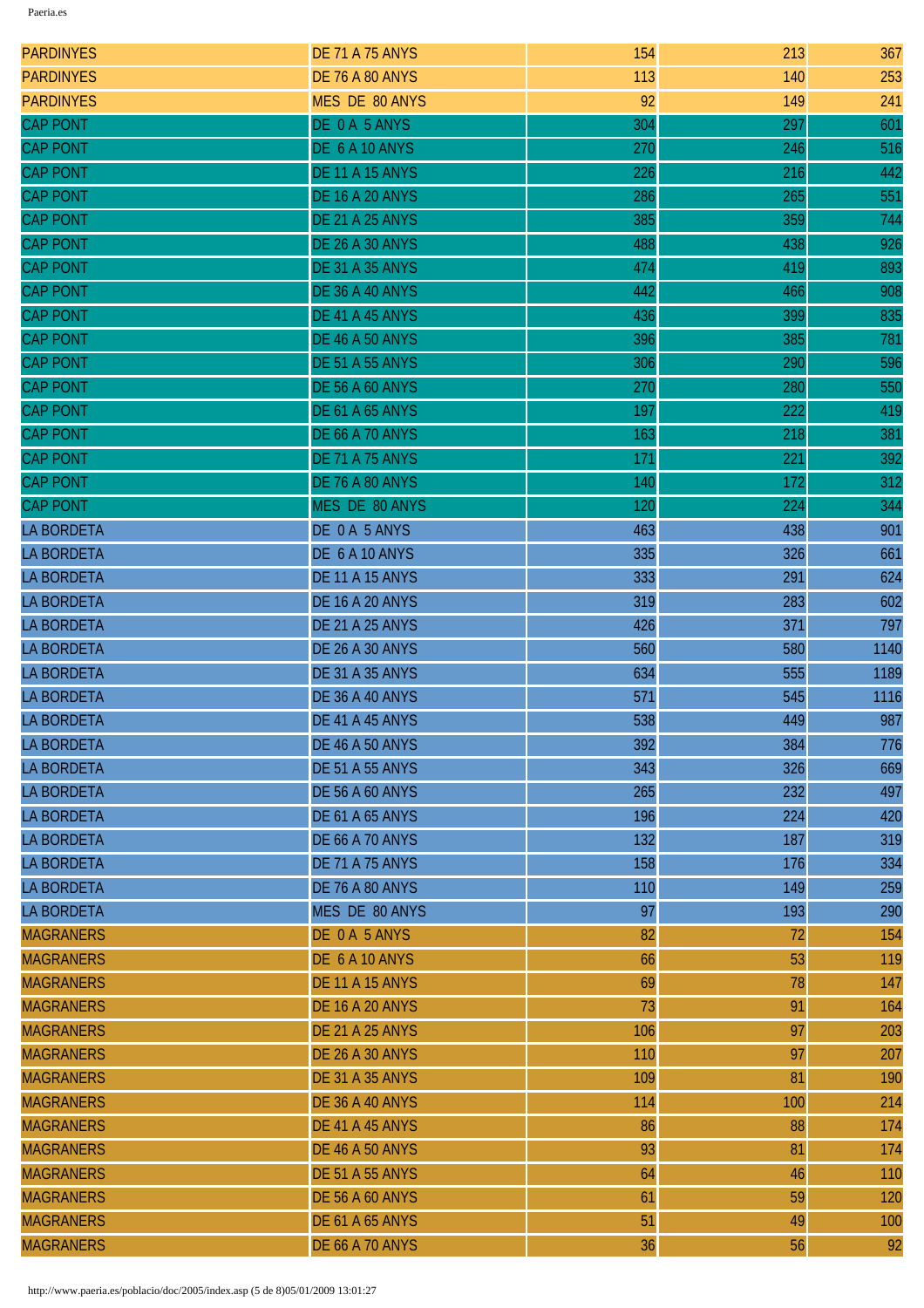| | | | | |
|---|---|---|---|---|
| PARDINYES | DE 71 A 75 ANYS | 154 | 213 | 367 |
| PARDINYES | DE 76 A 80 ANYS | 113 | 140 | 253 |
| PARDINYES | MES DE 80 ANYS | 92 | 149 | 241 |
| CAP PONT | DE 0 A 5 ANYS | 304 | 297 | 601 |
| CAP PONT | DE 6 A 10 ANYS | 270 | 246 | 516 |
| CAP PONT | DE 11 A 15 ANYS | 226 | 216 | 442 |
| CAP PONT | DE 16 A 20 ANYS | 286 | 265 | 551 |
| CAP PONT | DE 21 A 25 ANYS | 385 | 359 | 744 |
| CAP PONT | DE 26 A 30 ANYS | 488 | 438 | 926 |
| CAP PONT | DE 31 A 35 ANYS | 474 | 419 | 893 |
| CAP PONT | DE 36 A 40 ANYS | 442 | 466 | 908 |
| CAP PONT | DE 41 A 45 ANYS | 436 | 399 | 835 |
| CAP PONT | DE 46 A 50 ANYS | 396 | 385 | 781 |
| CAP PONT | DE 51 A 55 ANYS | 306 | 290 | 596 |
| CAP PONT | DE 56 A 60 ANYS | 270 | 280 | 550 |
| CAP PONT | DE 61 A 65 ANYS | 197 | 222 | 419 |
| CAP PONT | DE 66 A 70 ANYS | 163 | 218 | 381 |
| CAP PONT | DE 71 A 75 ANYS | 171 | 221 | 392 |
| CAP PONT | DE 76 A 80 ANYS | 140 | 172 | 312 |
| CAP PONT | MES DE 80 ANYS | 120 | 224 | 344 |
| LA BORDETA | DE 0 A 5 ANYS | 463 | 438 | 901 |
| LA BORDETA | DE 6 A 10 ANYS | 335 | 326 | 661 |
| LA BORDETA | DE 11 A 15 ANYS | 333 | 291 | 624 |
| LA BORDETA | DE 16 A 20 ANYS | 319 | 283 | 602 |
| LA BORDETA | DE 21 A 25 ANYS | 426 | 371 | 797 |
| LA BORDETA | DE 26 A 30 ANYS | 560 | 580 | 1140 |
| LA BORDETA | DE 31 A 35 ANYS | 634 | 555 | 1189 |
| LA BORDETA | DE 36 A 40 ANYS | 571 | 545 | 1116 |
| LA BORDETA | DE 41 A 45 ANYS | 538 | 449 | 987 |
| LA BORDETA | DE 46 A 50 ANYS | 392 | 384 | 776 |
| LA BORDETA | DE 51 A 55 ANYS | 343 | 326 | 669 |
| LA BORDETA | DE 56 A 60 ANYS | 265 | 232 | 497 |
| LA BORDETA | DE 61 A 65 ANYS | 196 | 224 | 420 |
| LA BORDETA | DE 66 A 70 ANYS | 132 | 187 | 319 |
| LA BORDETA | DE 71 A 75 ANYS | 158 | 176 | 334 |
| LA BORDETA | DE 76 A 80 ANYS | 110 | 149 | 259 |
| LA BORDETA | MES DE 80 ANYS | 97 | 193 | 290 |
| MAGRANERS | DE 0 A 5 ANYS | 82 | 72 | 154 |
| MAGRANERS | DE 6 A 10 ANYS | 66 | 53 | 119 |
| MAGRANERS | DE 11 A 15 ANYS | 69 | 78 | 147 |
| MAGRANERS | DE 16 A 20 ANYS | 73 | 91 | 164 |
| MAGRANERS | DE 21 A 25 ANYS | 106 | 97 | 203 |
| MAGRANERS | DE 26 A 30 ANYS | 110 | 97 | 207 |
| MAGRANERS | DE 31 A 35 ANYS | 109 | 81 | 190 |
| MAGRANERS | DE 36 A 40 ANYS | 114 | 100 | 214 |
| MAGRANERS | DE 41 A 45 ANYS | 86 | 88 | 174 |
| MAGRANERS | DE 46 A 50 ANYS | 93 | 81 | 174 |
| MAGRANERS | DE 51 A 55 ANYS | 64 | 46 | 110 |
| MAGRANERS | DE 56 A 60 ANYS | 61 | 59 | 120 |
| MAGRANERS | DE 61 A 65 ANYS | 51 | 49 | 100 |
| MAGRANERS | DE 66 A 70 ANYS | 36 | 56 | 92 |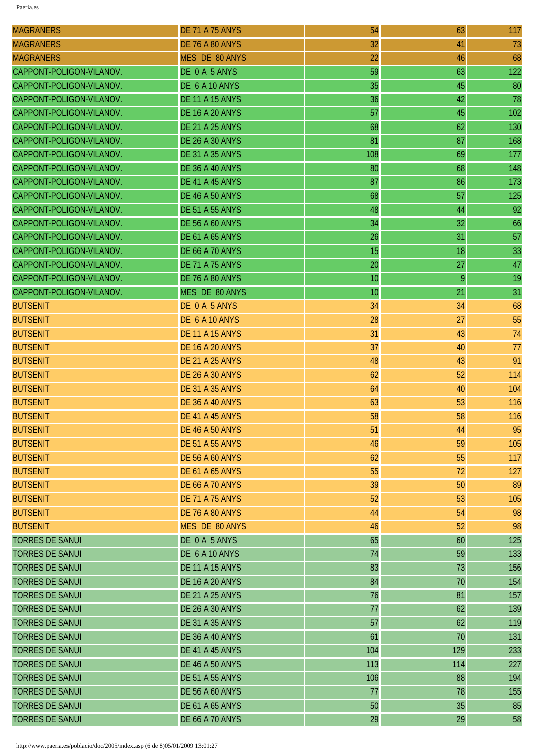| MAGRANERS | DE 71 A 75 ANYS | 54 | 63 | 117 |
|---|---|---|---|---|
| MAGRANERS | DE 76 A 80 ANYS | 32 | 41 | 73 |
| MAGRANERS | MES DE 80 ANYS | 22 | 46 | 68 |
| CAPPONT-POLIGON-VILANOV. | DE 0 A 5 ANYS | 59 | 63 | 122 |
| CAPPONT-POLIGON-VILANOV. | DE 6 A 10 ANYS | 35 | 45 | 80 |
| CAPPONT-POLIGON-VILANOV. | DE 11 A 15 ANYS | 36 | 42 | 78 |
| CAPPONT-POLIGON-VILANOV. | DE 16 A 20 ANYS | 57 | 45 | 102 |
| CAPPONT-POLIGON-VILANOV. | DE 21 A 25 ANYS | 68 | 62 | 130 |
| CAPPONT-POLIGON-VILANOV. | DE 26 A 30 ANYS | 81 | 87 | 168 |
| CAPPONT-POLIGON-VILANOV. | DE 31 A 35 ANYS | 108 | 69 | 177 |
| CAPPONT-POLIGON-VILANOV. | DE 36 A 40 ANYS | 80 | 68 | 148 |
| CAPPONT-POLIGON-VILANOV. | DE 41 A 45 ANYS | 87 | 86 | 173 |
| CAPPONT-POLIGON-VILANOV. | DE 46 A 50 ANYS | 68 | 57 | 125 |
| CAPPONT-POLIGON-VILANOV. | DE 51 A 55 ANYS | 48 | 44 | 92 |
| CAPPONT-POLIGON-VILANOV. | DE 56 A 60 ANYS | 34 | 32 | 66 |
| CAPPONT-POLIGON-VILANOV. | DE 61 A 65 ANYS | 26 | 31 | 57 |
| CAPPONT-POLIGON-VILANOV. | DE 66 A 70 ANYS | 15 | 18 | 33 |
| CAPPONT-POLIGON-VILANOV. | DE 71 A 75 ANYS | 20 | 27 | 47 |
| CAPPONT-POLIGON-VILANOV. | DE 76 A 80 ANYS | 10 | 9 | 19 |
| CAPPONT-POLIGON-VILANOV. | MES DE 80 ANYS | 10 | 21 | 31 |
| BUTSENIT | DE 0 A 5 ANYS | 34 | 34 | 68 |
| BUTSENIT | DE 6 A 10 ANYS | 28 | 27 | 55 |
| BUTSENIT | DE 11 A 15 ANYS | 31 | 43 | 74 |
| BUTSENIT | DE 16 A 20 ANYS | 37 | 40 | 77 |
| BUTSENIT | DE 21 A 25 ANYS | 48 | 43 | 91 |
| BUTSENIT | DE 26 A 30 ANYS | 62 | 52 | 114 |
| BUTSENIT | DE 31 A 35 ANYS | 64 | 40 | 104 |
| BUTSENIT | DE 36 A 40 ANYS | 63 | 53 | 116 |
| BUTSENIT | DE 41 A 45 ANYS | 58 | 58 | 116 |
| BUTSENIT | DE 46 A 50 ANYS | 51 | 44 | 95 |
| BUTSENIT | DE 51 A 55 ANYS | 46 | 59 | 105 |
| BUTSENIT | DE 56 A 60 ANYS | 62 | 55 | 117 |
| BUTSENIT | DE 61 A 65 ANYS | 55 | 72 | 127 |
| BUTSENIT | DE 66 A 70 ANYS | 39 | 50 | 89 |
| BUTSENIT | DE 71 A 75 ANYS | 52 | 53 | 105 |
| BUTSENIT | DE 76 A 80 ANYS | 44 | 54 | 98 |
| BUTSENIT | MES DE 80 ANYS | 46 | 52 | 98 |
| TORRES DE SANUI | DE 0 A 5 ANYS | 65 | 60 | 125 |
| TORRES DE SANUI | DE 6 A 10 ANYS | 74 | 59 | 133 |
| TORRES DE SANUI | DE 11 A 15 ANYS | 83 | 73 | 156 |
| TORRES DE SANUI | DE 16 A 20 ANYS | 84 | 70 | 154 |
| TORRES DE SANUI | DE 21 A 25 ANYS | 76 | 81 | 157 |
| TORRES DE SANUI | DE 26 A 30 ANYS | 77 | 62 | 139 |
| TORRES DE SANUI | DE 31 A 35 ANYS | 57 | 62 | 119 |
| TORRES DE SANUI | DE 36 A 40 ANYS | 61 | 70 | 131 |
| TORRES DE SANUI | DE 41 A 45 ANYS | 104 | 129 | 233 |
| TORRES DE SANUI | DE 46 A 50 ANYS | 113 | 114 | 227 |
| TORRES DE SANUI | DE 51 A 55 ANYS | 106 | 88 | 194 |
| TORRES DE SANUI | DE 56 A 60 ANYS | 77 | 78 | 155 |
| TORRES DE SANUI | DE 61 A 65 ANYS | 50 | 35 | 85 |
| TORRES DE SANUI | DE 66 A 70 ANYS | 29 | 29 | 58 |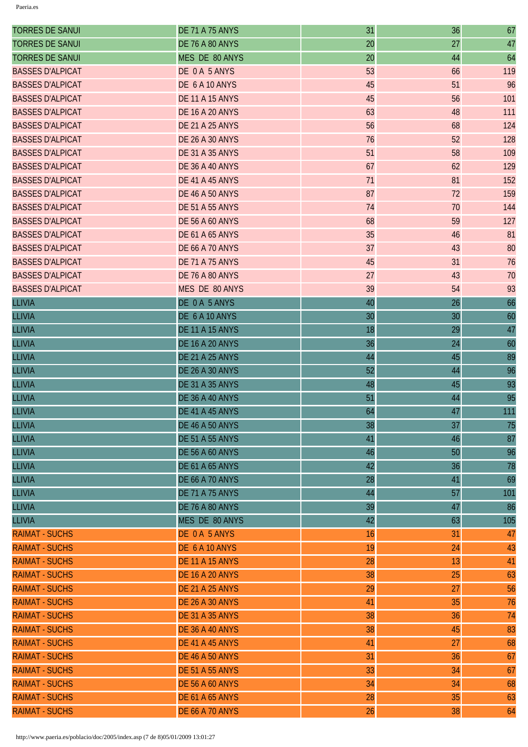| | | | | |
|---|---|---|---|---|
| TORRES DE SANUI | DE 71 A 75 ANYS | 31 | 36 | 67 |
| TORRES DE SANUI | DE 76 A 80 ANYS | 20 | 27 | 47 |
| TORRES DE SANUI | MES DE 80 ANYS | 20 | 44 | 64 |
| BASSES D'ALPICAT | DE 0 A 5 ANYS | 53 | 66 | 119 |
| BASSES D'ALPICAT | DE 6 A 10 ANYS | 45 | 51 | 96 |
| BASSES D'ALPICAT | DE 11 A 15 ANYS | 45 | 56 | 101 |
| BASSES D'ALPICAT | DE 16 A 20 ANYS | 63 | 48 | 111 |
| BASSES D'ALPICAT | DE 21 A 25 ANYS | 56 | 68 | 124 |
| BASSES D'ALPICAT | DE 26 A 30 ANYS | 76 | 52 | 128 |
| BASSES D'ALPICAT | DE 31 A 35 ANYS | 51 | 58 | 109 |
| BASSES D'ALPICAT | DE 36 A 40 ANYS | 67 | 62 | 129 |
| BASSES D'ALPICAT | DE 41 A 45 ANYS | 71 | 81 | 152 |
| BASSES D'ALPICAT | DE 46 A 50 ANYS | 87 | 72 | 159 |
| BASSES D'ALPICAT | DE 51 A 55 ANYS | 74 | 70 | 144 |
| BASSES D'ALPICAT | DE 56 A 60 ANYS | 68 | 59 | 127 |
| BASSES D'ALPICAT | DE 61 A 65 ANYS | 35 | 46 | 81 |
| BASSES D'ALPICAT | DE 66 A 70 ANYS | 37 | 43 | 80 |
| BASSES D'ALPICAT | DE 71 A 75 ANYS | 45 | 31 | 76 |
| BASSES D'ALPICAT | DE 76 A 80 ANYS | 27 | 43 | 70 |
| BASSES D'ALPICAT | MES DE 80 ANYS | 39 | 54 | 93 |
| LLIVIA | DE 0 A 5 ANYS | 40 | 26 | 66 |
| LLIVIA | DE 6 A 10 ANYS | 30 | 30 | 60 |
| LLIVIA | DE 11 A 15 ANYS | 18 | 29 | 47 |
| LLIVIA | DE 16 A 20 ANYS | 36 | 24 | 60 |
| LLIVIA | DE 21 A 25 ANYS | 44 | 45 | 89 |
| LLIVIA | DE 26 A 30 ANYS | 52 | 44 | 96 |
| LLIVIA | DE 31 A 35 ANYS | 48 | 45 | 93 |
| LLIVIA | DE 36 A 40 ANYS | 51 | 44 | 95 |
| LLIVIA | DE 41 A 45 ANYS | 64 | 47 | 111 |
| LLIVIA | DE 46 A 50 ANYS | 38 | 37 | 75 |
| LLIVIA | DE 51 A 55 ANYS | 41 | 46 | 87 |
| LLIVIA | DE 56 A 60 ANYS | 46 | 50 | 96 |
| LLIVIA | DE 61 A 65 ANYS | 42 | 36 | 78 |
| LLIVIA | DE 66 A 70 ANYS | 28 | 41 | 69 |
| LLIVIA | DE 71 A 75 ANYS | 44 | 57 | 101 |
| LLIVIA | DE 76 A 80 ANYS | 39 | 47 | 86 |
| LLIVIA | MES DE 80 ANYS | 42 | 63 | 105 |
| RAIMAT - SUCHS | DE 0 A 5 ANYS | 16 | 31 | 47 |
| RAIMAT - SUCHS | DE 6 A 10 ANYS | 19 | 24 | 43 |
| RAIMAT - SUCHS | DE 11 A 15 ANYS | 28 | 13 | 41 |
| RAIMAT - SUCHS | DE 16 A 20 ANYS | 38 | 25 | 63 |
| RAIMAT - SUCHS | DE 21 A 25 ANYS | 29 | 27 | 56 |
| RAIMAT - SUCHS | DE 26 A 30 ANYS | 41 | 35 | 76 |
| RAIMAT - SUCHS | DE 31 A 35 ANYS | 38 | 36 | 74 |
| RAIMAT - SUCHS | DE 36 A 40 ANYS | 38 | 45 | 83 |
| RAIMAT - SUCHS | DE 41 A 45 ANYS | 41 | 27 | 68 |
| RAIMAT - SUCHS | DE 46 A 50 ANYS | 31 | 36 | 67 |
| RAIMAT - SUCHS | DE 51 A 55 ANYS | 33 | 34 | 67 |
| RAIMAT - SUCHS | DE 56 A 60 ANYS | 34 | 34 | 68 |
| RAIMAT - SUCHS | DE 61 A 65 ANYS | 28 | 35 | 63 |
| RAIMAT - SUCHS | DE 66 A 70 ANYS | 26 | 38 | 64 |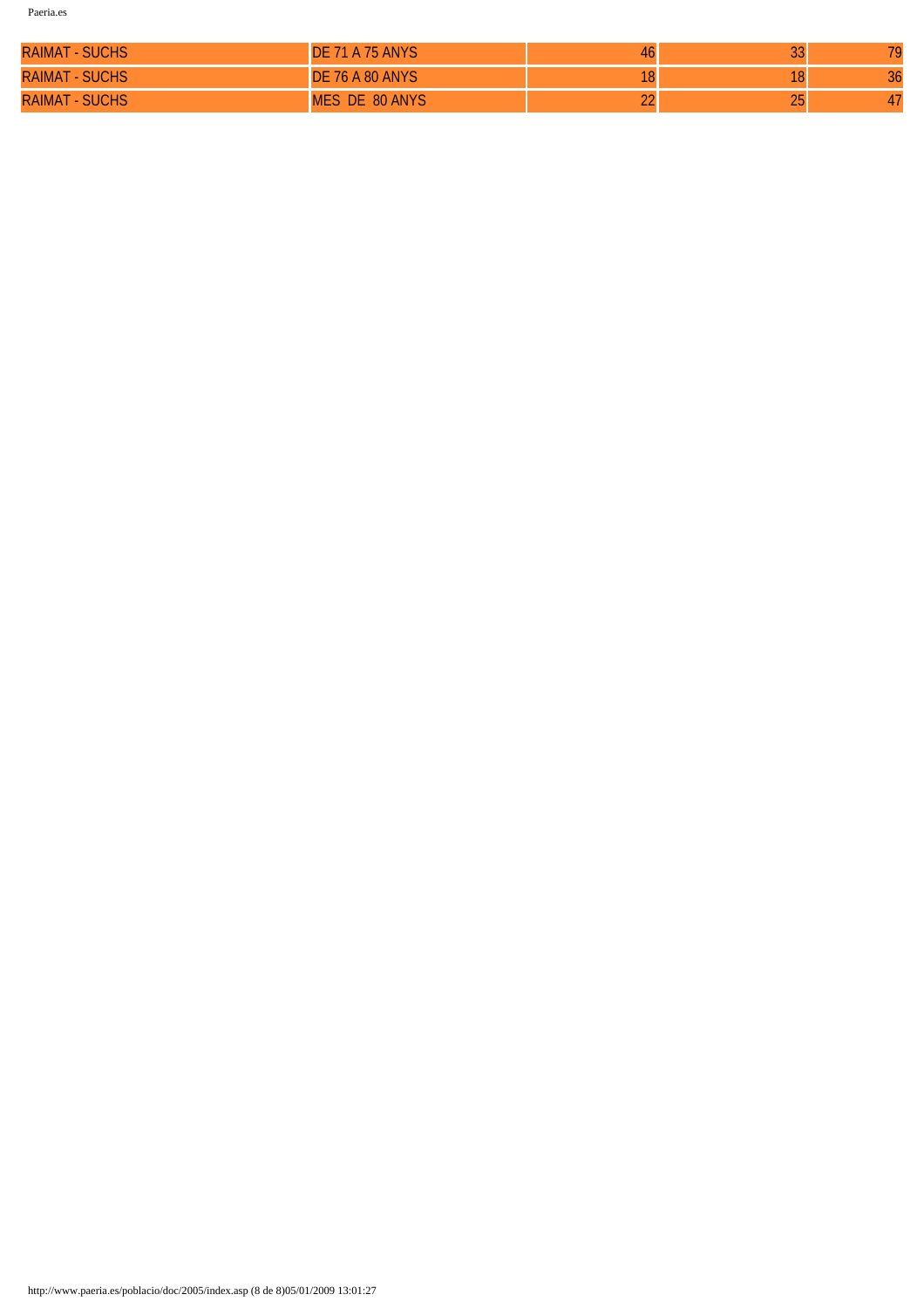| | | | | |
|---|---|---|---|---|
| RAIMAT - SUCHS | DE 71 A 75 ANYS | 46 | 33 | 79 |
| RAIMAT - SUCHS | DE 76 A 80 ANYS | 18 | 18 | 36 |
| RAIMAT - SUCHS | MES DE 80 ANYS | 22 | 25 | 47 |